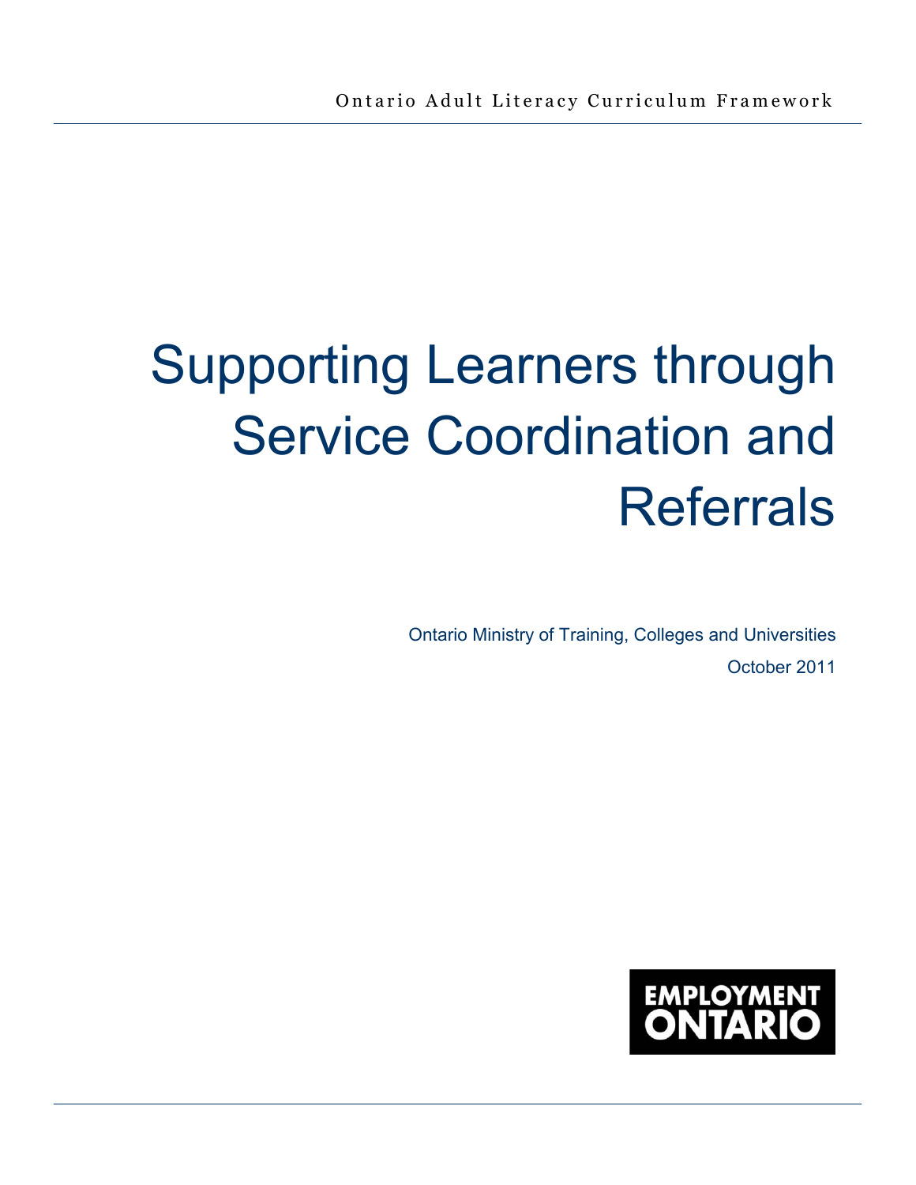Ontario Adult Literacy Curriculum Framework

# Supporting Learners through Service Coordination and Referrals

Ontario Ministry of Training, Colleges and Universities

October 2011

EMPLOYMENT ONTARIO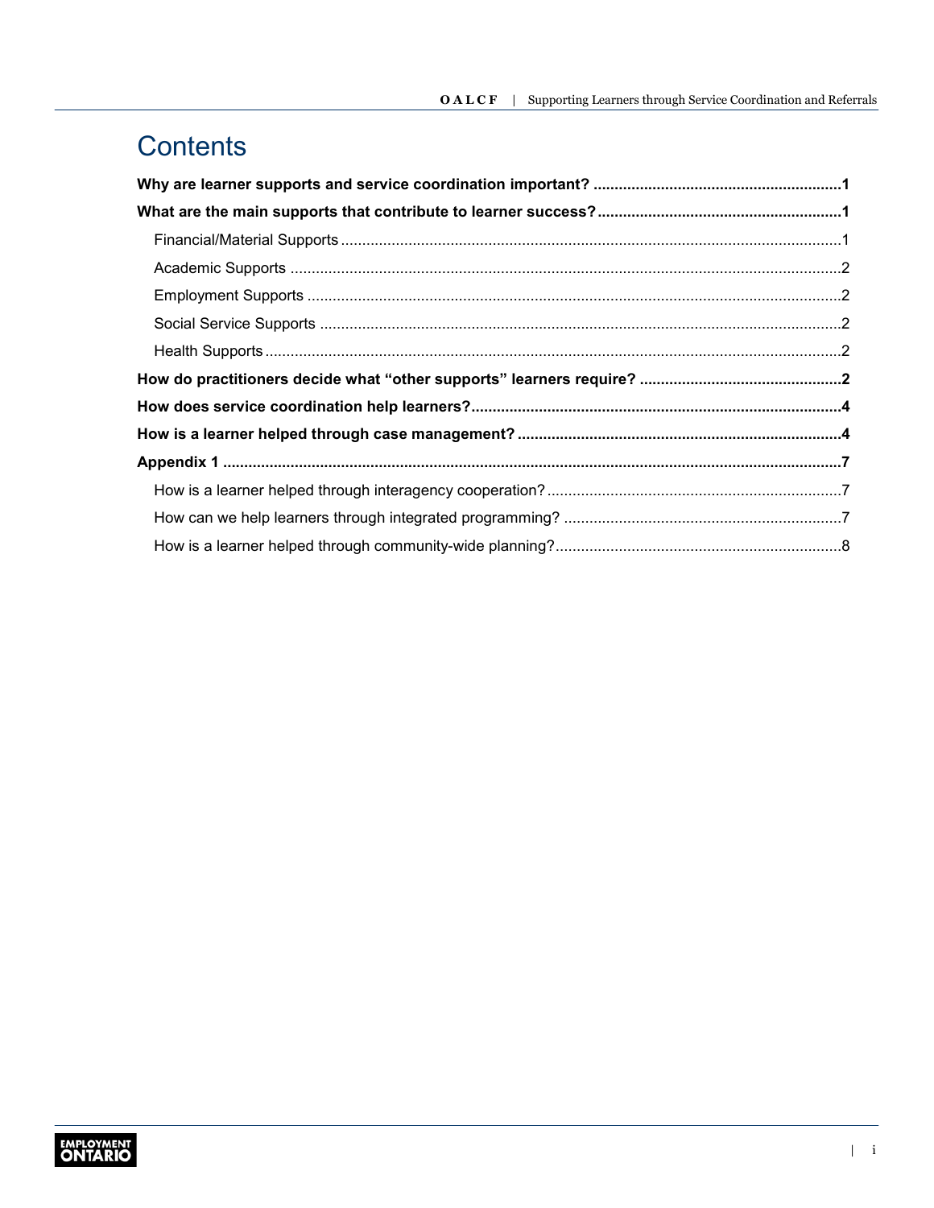# Contents

**Why are learner supports and service coordination important?** .......................................................... **1**

**What are the main supports that contribute to learner success?** ......................................................... **1**

- Financial/Material Supports ..................................................................................................................... 1
- Academic Supports ................................................................................................................................. 2
- Employment Supports ............................................................................................................................. 2
- Social Service Supports .......................................................................................................................... 2
- Health Supports ....................................................................................................................................... 2

**How do practitioners decide what "other supports" learners require?** ............................................... **2**

**How does service coordination help learners?** ...................................................................................... **4**

**How is a learner helped through case management?** ........................................................................... **4**

**Appendix 1** ................................................................................................................................................. **7**

- How is a learner helped through interagency cooperation? ..................................................................... 7
- How can we help learners through integrated programming? ................................................................. 7
- How is a learner helped through community-wide planning? ................................................................... 8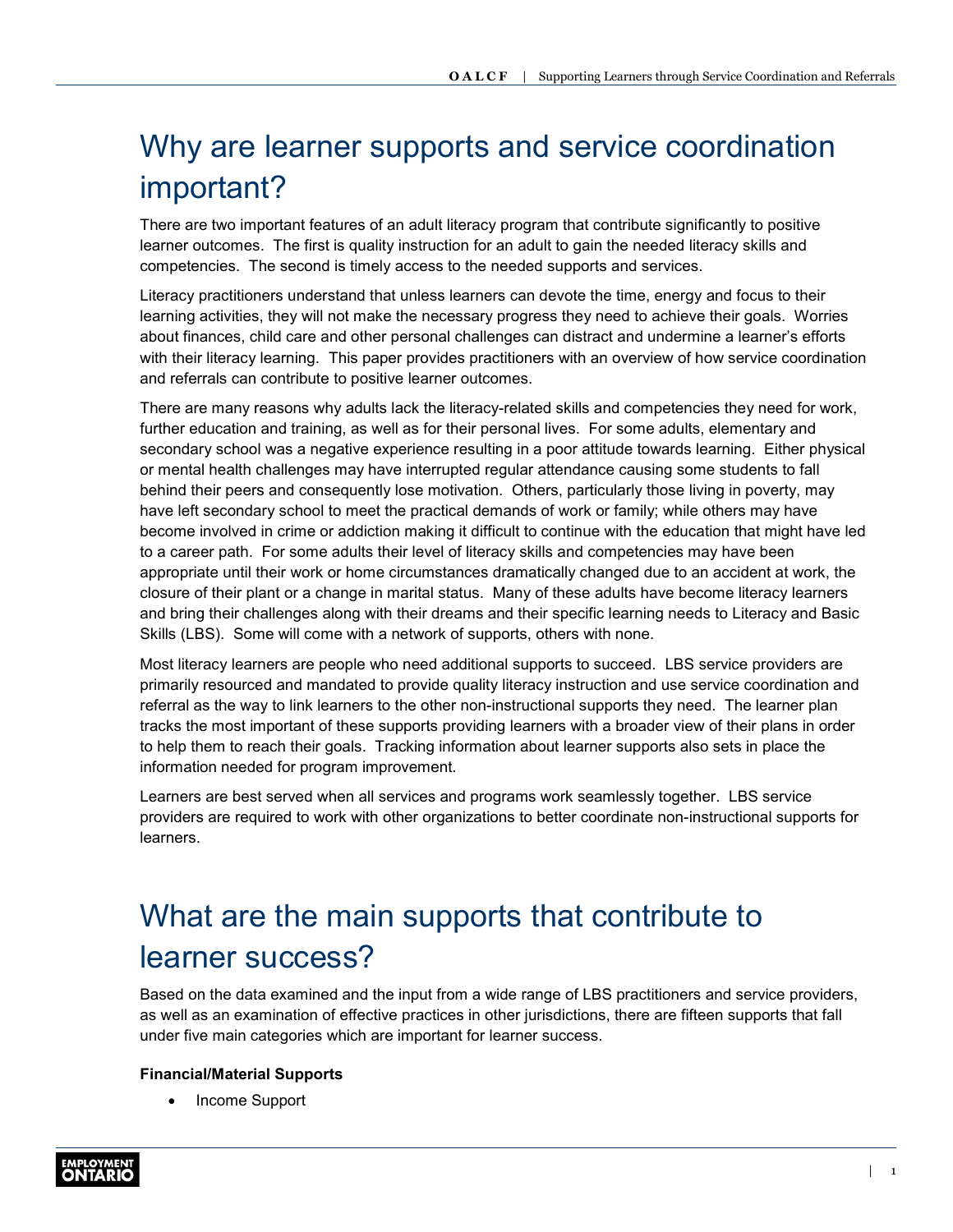# Why are learner supports and service coordination important?

There are two important features of an adult literacy program that contribute significantly to positive learner outcomes. The first is quality instruction for an adult to gain the needed literacy skills and competencies. The second is timely access to the needed supports and services.

Literacy practitioners understand that unless learners can devote the time, energy and focus to their learning activities, they will not make the necessary progress they need to achieve their goals. Worries about finances, child care and other personal challenges can distract and undermine a learner's efforts with their literacy learning. This paper provides practitioners with an overview of how service coordination and referrals can contribute to positive learner outcomes.

There are many reasons why adults lack the literacy-related skills and competencies they need for work, further education and training, as well as for their personal lives. For some adults, elementary and secondary school was a negative experience resulting in a poor attitude towards learning. Either physical or mental health challenges may have interrupted regular attendance causing some students to fall behind their peers and consequently lose motivation. Others, particularly those living in poverty, may have left secondary school to meet the practical demands of work or family; while others may have become involved in crime or addiction making it difficult to continue with the education that might have led to a career path. For some adults their level of literacy skills and competencies may have been appropriate until their work or home circumstances dramatically changed due to an accident at work, the closure of their plant or a change in marital status. Many of these adults have become literacy learners and bring their challenges along with their dreams and their specific learning needs to Literacy and Basic Skills (LBS). Some will come with a network of supports, others with none.

Most literacy learners are people who need additional supports to succeed. LBS service providers are primarily resourced and mandated to provide quality literacy instruction and use service coordination and referral as the way to link learners to the other non-instructional supports they need. The learner plan tracks the most important of these supports providing learners with a broader view of their plans in order to help them to reach their goals. Tracking information about learner supports also sets in place the information needed for program improvement.

Learners are best served when all services and programs work seamlessly together. LBS service providers are required to work with other organizations to better coordinate non-instructional supports for learners.

# What are the main supports that contribute to learner success?

Based on the data examined and the input from a wide range of LBS practitioners and service providers, as well as an examination of effective practices in other jurisdictions, there are fifteen supports that fall under five main categories which are important for learner success.

**Financial/Material Supports**

- Income Support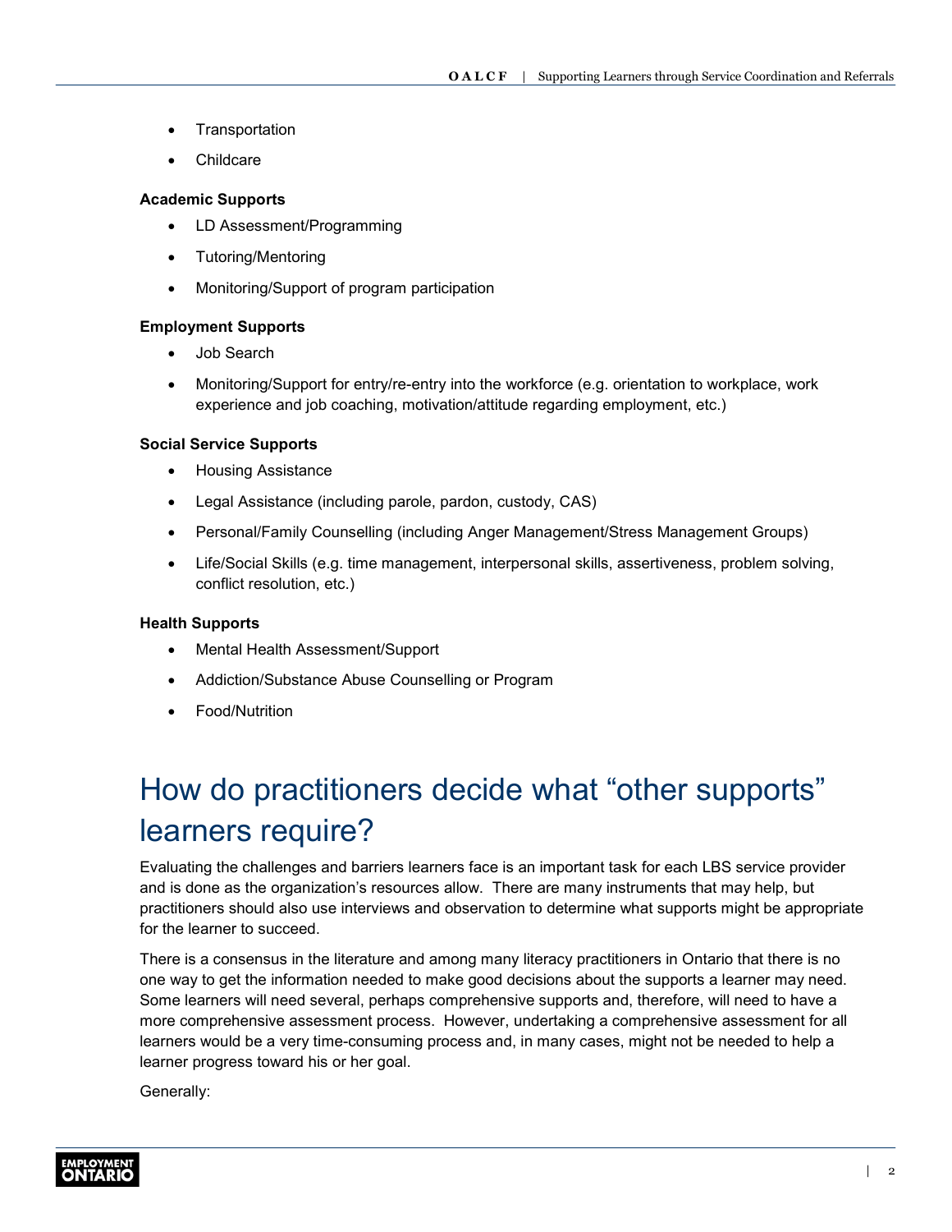- Transportation
- Childcare

**Academic Supports**

- LD Assessment/Programming
- Tutoring/Mentoring
- Monitoring/Support of program participation

**Employment Supports**

- Job Search
- Monitoring/Support for entry/re-entry into the workforce (e.g. orientation to workplace, work experience and job coaching, motivation/attitude regarding employment, etc.)

**Social Service Supports**

- Housing Assistance
- Legal Assistance (including parole, pardon, custody, CAS)
- Personal/Family Counselling (including Anger Management/Stress Management Groups)
- Life/Social Skills (e.g. time management, interpersonal skills, assertiveness, problem solving, conflict resolution, etc.)

**Health Supports**

- Mental Health Assessment/Support
- Addiction/Substance Abuse Counselling or Program
- Food/Nutrition

# How do practitioners decide what "other supports" learners require?

Evaluating the challenges and barriers learners face is an important task for each LBS service provider and is done as the organization's resources allow. There are many instruments that may help, but practitioners should also use interviews and observation to determine what supports might be appropriate for the learner to succeed.

There is a consensus in the literature and among many literacy practitioners in Ontario that there is no one way to get the information needed to make good decisions about the supports a learner may need. Some learners will need several, perhaps comprehensive supports and, therefore, will need to have a more comprehensive assessment process. However, undertaking a comprehensive assessment for all learners would be a very time-consuming process and, in many cases, might not be needed to help a learner progress toward his or her goal.

Generally: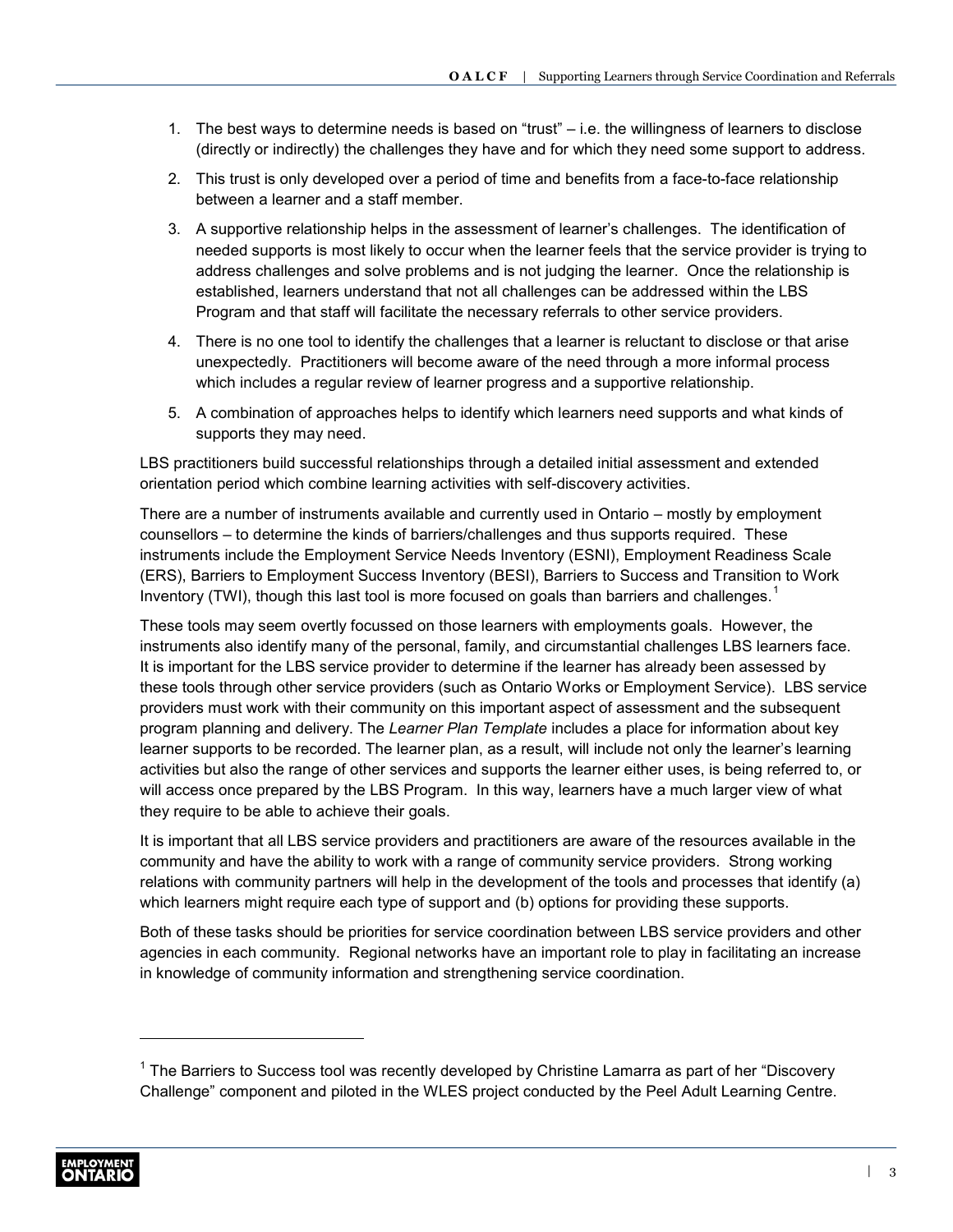1. The best ways to determine needs is based on "trust" – i.e. the willingness of learners to disclose (directly or indirectly) the challenges they have and for which they need some support to address.
2. This trust is only developed over a period of time and benefits from a face-to-face relationship between a learner and a staff member.
3. A supportive relationship helps in the assessment of learner's challenges. The identification of needed supports is most likely to occur when the learner feels that the service provider is trying to address challenges and solve problems and is not judging the learner. Once the relationship is established, learners understand that not all challenges can be addressed within the LBS Program and that staff will facilitate the necessary referrals to other service providers.
4. There is no one tool to identify the challenges that a learner is reluctant to disclose or that arise unexpectedly. Practitioners will become aware of the need through a more informal process which includes a regular review of learner progress and a supportive relationship.
5. A combination of approaches helps to identify which learners need supports and what kinds of supports they may need.

LBS practitioners build successful relationships through a detailed initial assessment and extended orientation period which combine learning activities with self-discovery activities.

There are a number of instruments available and currently used in Ontario – mostly by employment counsellors – to determine the kinds of barriers/challenges and thus supports required. These instruments include the Employment Service Needs Inventory (ESNI), Employment Readiness Scale (ERS), Barriers to Employment Success Inventory (BESI), Barriers to Success and Transition to Work Inventory (TWI), though this last tool is more focused on goals than barriers and challenges.[1]

These tools may seem overtly focussed on those learners with employments goals. However, the instruments also identify many of the personal, family, and circumstantial challenges LBS learners face. It is important for the LBS service provider to determine if the learner has already been assessed by these tools through other service providers (such as Ontario Works or Employment Service). LBS service providers must work with their community on this important aspect of assessment and the subsequent program planning and delivery. The *Learner Plan Template* includes a place for information about key learner supports to be recorded. The learner plan, as a result, will include not only the learner's learning activities but also the range of other services and supports the learner either uses, is being referred to, or will access once prepared by the LBS Program. In this way, learners have a much larger view of what they require to be able to achieve their goals.

It is important that all LBS service providers and practitioners are aware of the resources available in the community and have the ability to work with a range of community service providers. Strong working relations with community partners will help in the development of the tools and processes that identify (a) which learners might require each type of support and (b) options for providing these supports.

Both of these tasks should be priorities for service coordination between LBS service providers and other agencies in each community. Regional networks have an important role to play in facilitating an increase in knowledge of community information and strengthening service coordination.

---

[1] The Barriers to Success tool was recently developed by Christine Lamarra as part of her "Discovery Challenge" component and piloted in the WLES project conducted by the Peel Adult Learning Centre.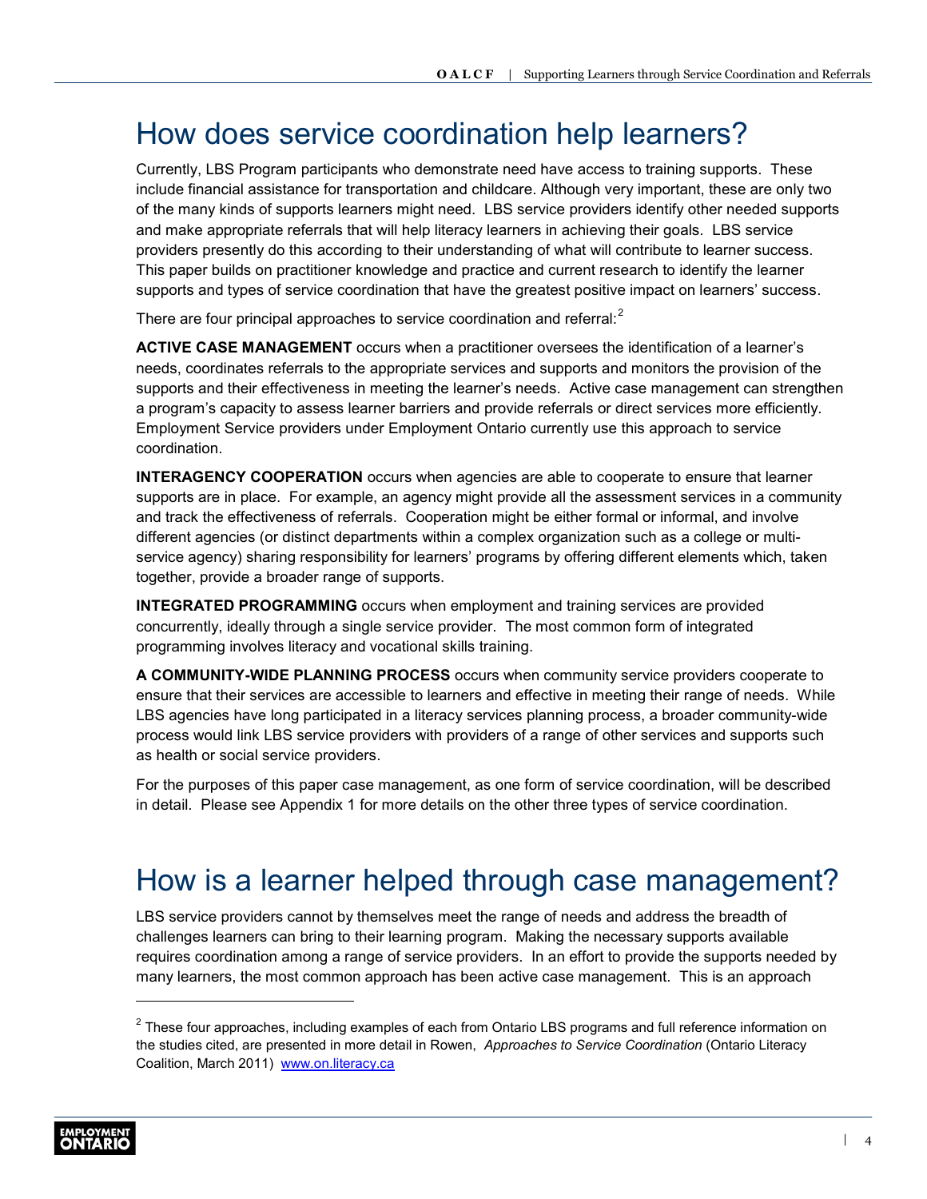# How does service coordination help learners?

Currently, LBS Program participants who demonstrate need have access to training supports. These include financial assistance for transportation and childcare. Although very important, these are only two of the many kinds of supports learners might need. LBS service providers identify other needed supports and make appropriate referrals that will help literacy learners in achieving their goals. LBS service providers presently do this according to their understanding of what will contribute to learner success. This paper builds on practitioner knowledge and practice and current research to identify the learner supports and types of service coordination that have the greatest positive impact on learners' success.

There are four principal approaches to service coordination and referral:[2]

**ACTIVE CASE MANAGEMENT** occurs when a practitioner oversees the identification of a learner's needs, coordinates referrals to the appropriate services and supports and monitors the provision of the supports and their effectiveness in meeting the learner's needs. Active case management can strengthen a program's capacity to assess learner barriers and provide referrals or direct services more efficiently. Employment Service providers under Employment Ontario currently use this approach to service coordination.

**INTERAGENCY COOPERATION** occurs when agencies are able to cooperate to ensure that learner supports are in place. For example, an agency might provide all the assessment services in a community and track the effectiveness of referrals. Cooperation might be either formal or informal, and involve different agencies (or distinct departments within a complex organization such as a college or multi-service agency) sharing responsibility for learners' programs by offering different elements which, taken together, provide a broader range of supports.

**INTEGRATED PROGRAMMING** occurs when employment and training services are provided concurrently, ideally through a single service provider. The most common form of integrated programming involves literacy and vocational skills training.

**A COMMUNITY-WIDE PLANNING PROCESS** occurs when community service providers cooperate to ensure that their services are accessible to learners and effective in meeting their range of needs. While LBS agencies have long participated in a literacy services planning process, a broader community-wide process would link LBS service providers with providers of a range of other services and supports such as health or social service providers.

For the purposes of this paper case management, as one form of service coordination, will be described in detail. Please see Appendix 1 for more details on the other three types of service coordination.

# How is a learner helped through case management?

LBS service providers cannot by themselves meet the range of needs and address the breadth of challenges learners can bring to their learning program. Making the necessary supports available requires coordination among a range of service providers. In an effort to provide the supports needed by many learners, the most common approach has been active case management. This is an approach

[2] These four approaches, including examples of each from Ontario LBS programs and full reference information on the studies cited, are presented in more detail in Rowen, *Approaches to Service Coordination* (Ontario Literacy Coalition, March 2011) www.on.literacy.ca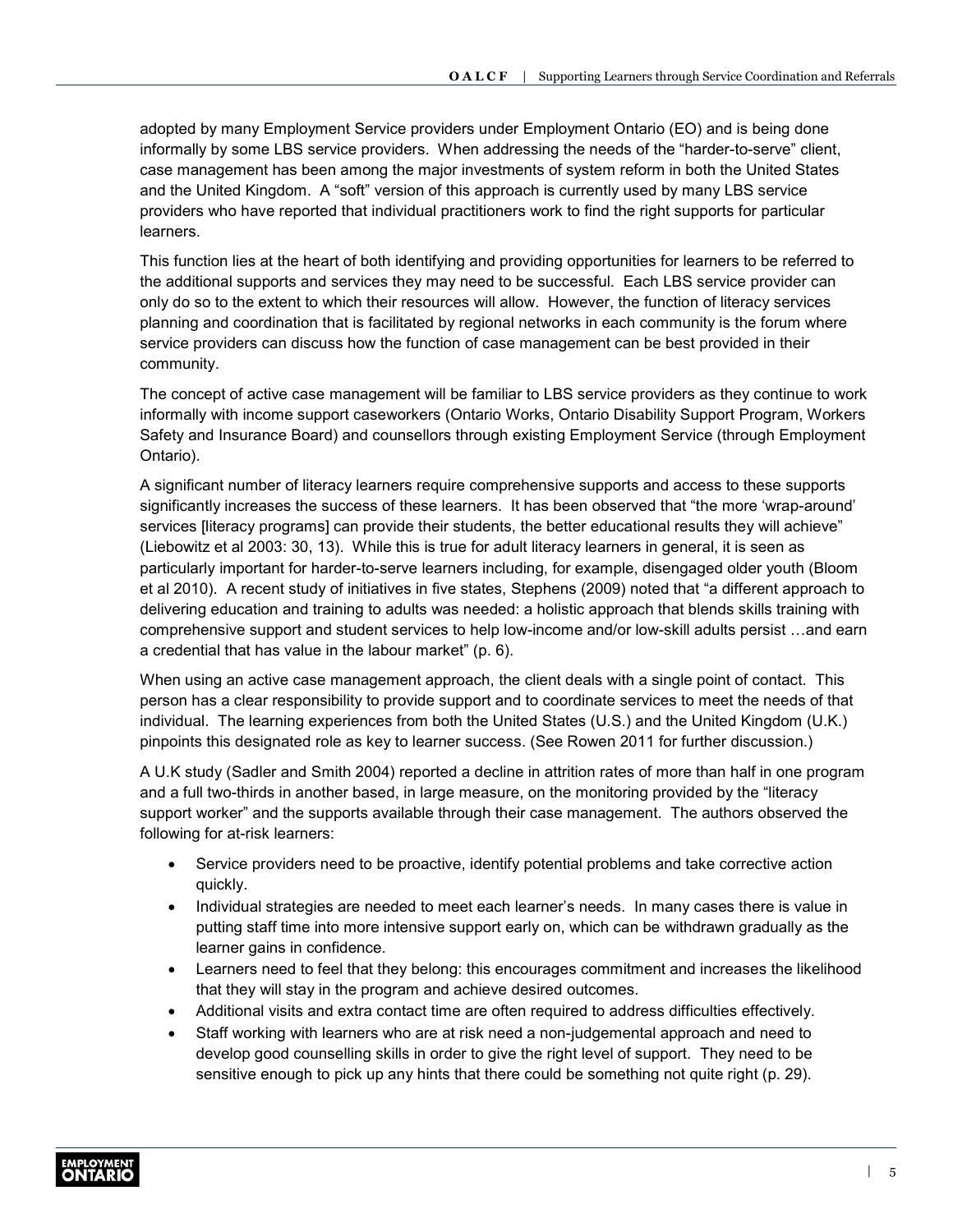adopted by many Employment Service providers under Employment Ontario (EO) and is being done informally by some LBS service providers. When addressing the needs of the "harder-to-serve" client, case management has been among the major investments of system reform in both the United States and the United Kingdom. A "soft" version of this approach is currently used by many LBS service providers who have reported that individual practitioners work to find the right supports for particular learners.

This function lies at the heart of both identifying and providing opportunities for learners to be referred to the additional supports and services they may need to be successful. Each LBS service provider can only do so to the extent to which their resources will allow. However, the function of literacy services planning and coordination that is facilitated by regional networks in each community is the forum where service providers can discuss how the function of case management can be best provided in their community.

The concept of active case management will be familiar to LBS service providers as they continue to work informally with income support caseworkers (Ontario Works, Ontario Disability Support Program, Workers Safety and Insurance Board) and counsellors through existing Employment Service (through Employment Ontario).

A significant number of literacy learners require comprehensive supports and access to these supports significantly increases the success of these learners. It has been observed that "the more 'wrap-around' services [literacy programs] can provide their students, the better educational results they will achieve" (Liebowitz et al 2003: 30, 13). While this is true for adult literacy learners in general, it is seen as particularly important for harder-to-serve learners including, for example, disengaged older youth (Bloom et al 2010). A recent study of initiatives in five states, Stephens (2009) noted that "a different approach to delivering education and training to adults was needed: a holistic approach that blends skills training with comprehensive support and student services to help low-income and/or low-skill adults persist …and earn a credential that has value in the labour market" (p. 6).

When using an active case management approach, the client deals with a single point of contact. This person has a clear responsibility to provide support and to coordinate services to meet the needs of that individual. The learning experiences from both the United States (U.S.) and the United Kingdom (U.K.) pinpoints this designated role as key to learner success. (See Rowen 2011 for further discussion.)

A U.K study (Sadler and Smith 2004) reported a decline in attrition rates of more than half in one program and a full two-thirds in another based, in large measure, on the monitoring provided by the "literacy support worker" and the supports available through their case management. The authors observed the following for at-risk learners:

- Service providers need to be proactive, identify potential problems and take corrective action quickly.
- Individual strategies are needed to meet each learner's needs. In many cases there is value in putting staff time into more intensive support early on, which can be withdrawn gradually as the learner gains in confidence.
- Learners need to feel that they belong: this encourages commitment and increases the likelihood that they will stay in the program and achieve desired outcomes.
- Additional visits and extra contact time are often required to address difficulties effectively.
- Staff working with learners who are at risk need a non-judgemental approach and need to develop good counselling skills in order to give the right level of support. They need to be sensitive enough to pick up any hints that there could be something not quite right (p. 29).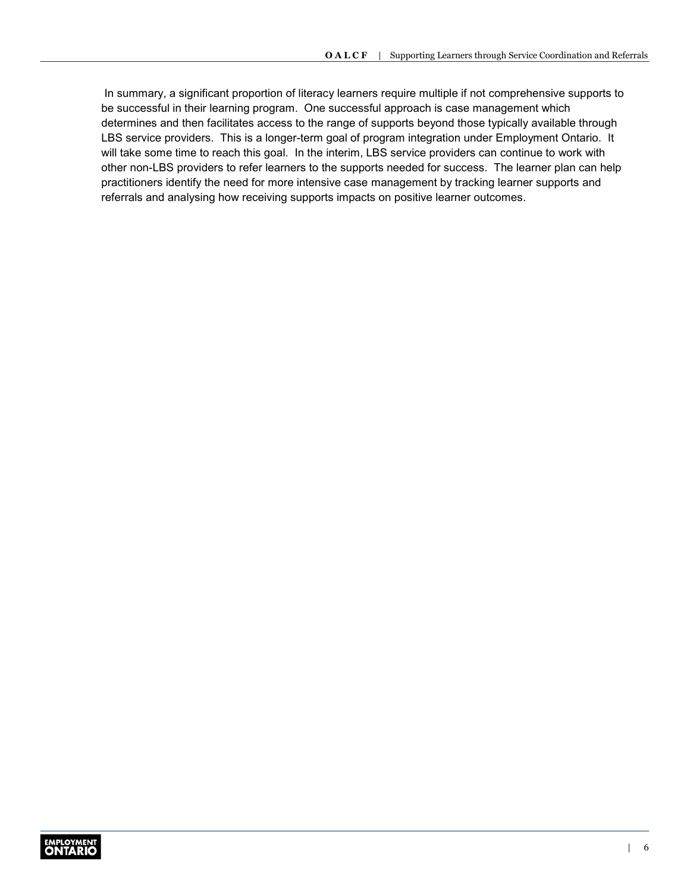In summary, a significant proportion of literacy learners require multiple if not comprehensive supports to be successful in their learning program. One successful approach is case management which determines and then facilitates access to the range of supports beyond those typically available through LBS service providers. This is a longer-term goal of program integration under Employment Ontario. It will take some time to reach this goal. In the interim, LBS service providers can continue to work with other non-LBS providers to refer learners to the supports needed for success. The learner plan can help practitioners identify the need for more intensive case management by tracking learner supports and referrals and analysing how receiving supports impacts on positive learner outcomes.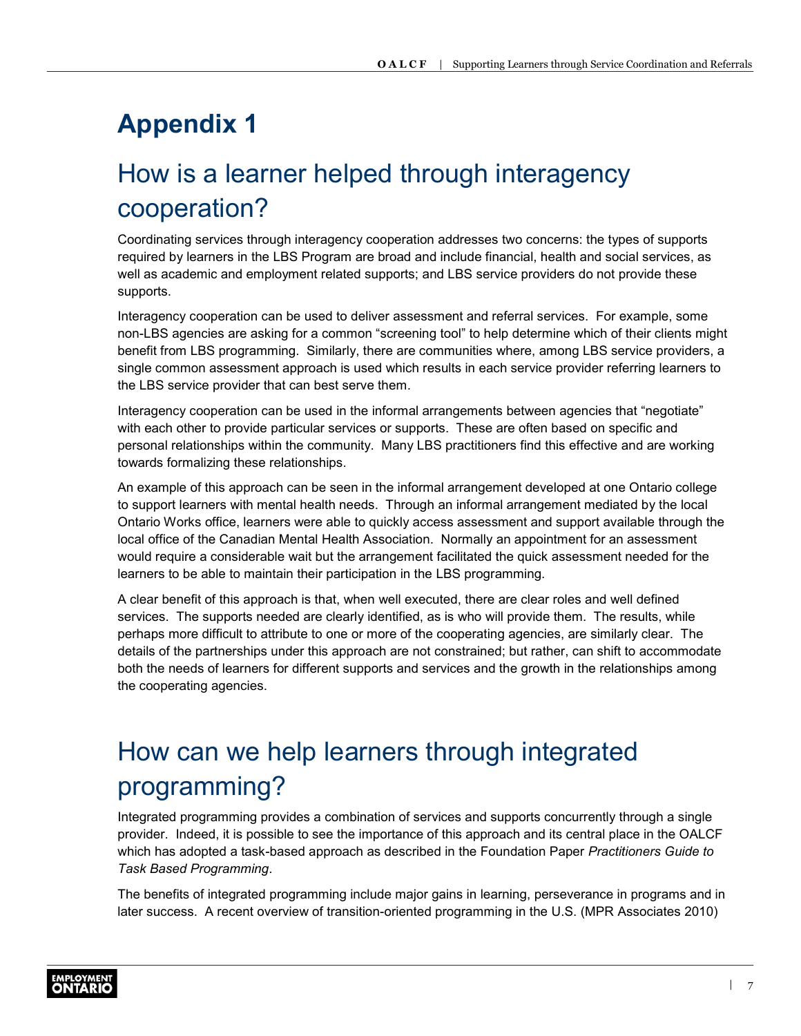# Appendix 1

## How is a learner helped through interagency cooperation?

Coordinating services through interagency cooperation addresses two concerns: the types of supports required by learners in the LBS Program are broad and include financial, health and social services, as well as academic and employment related supports; and LBS service providers do not provide these supports.

Interagency cooperation can be used to deliver assessment and referral services. For example, some non-LBS agencies are asking for a common "screening tool" to help determine which of their clients might benefit from LBS programming. Similarly, there are communities where, among LBS service providers, a single common assessment approach is used which results in each service provider referring learners to the LBS service provider that can best serve them.

Interagency cooperation can be used in the informal arrangements between agencies that "negotiate" with each other to provide particular services or supports. These are often based on specific and personal relationships within the community. Many LBS practitioners find this effective and are working towards formalizing these relationships.

An example of this approach can be seen in the informal arrangement developed at one Ontario college to support learners with mental health needs. Through an informal arrangement mediated by the local Ontario Works office, learners were able to quickly access assessment and support available through the local office of the Canadian Mental Health Association. Normally an appointment for an assessment would require a considerable wait but the arrangement facilitated the quick assessment needed for the learners to be able to maintain their participation in the LBS programming.

A clear benefit of this approach is that, when well executed, there are clear roles and well defined services. The supports needed are clearly identified, as is who will provide them. The results, while perhaps more difficult to attribute to one or more of the cooperating agencies, are similarly clear. The details of the partnerships under this approach are not constrained; but rather, can shift to accommodate both the needs of learners for different supports and services and the growth in the relationships among the cooperating agencies.

## How can we help learners through integrated programming?

Integrated programming provides a combination of services and supports concurrently through a single provider. Indeed, it is possible to see the importance of this approach and its central place in the OALCF which has adopted a task-based approach as described in the Foundation Paper *Practitioners Guide to Task Based Programming*.

The benefits of integrated programming include major gains in learning, perseverance in programs and in later success. A recent overview of transition-oriented programming in the U.S. (MPR Associates 2010)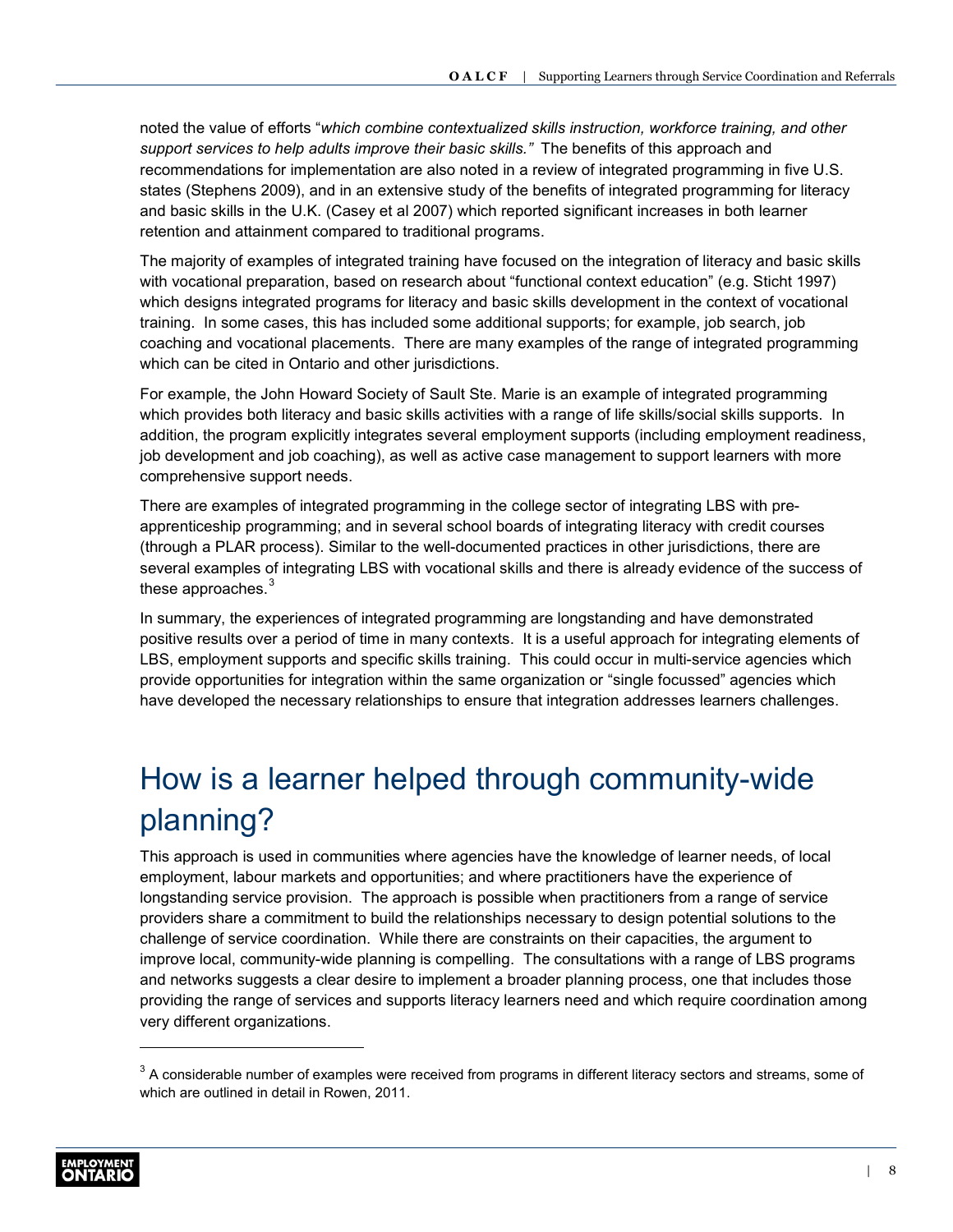noted the value of efforts "*which combine contextualized skills instruction, workforce training, and other support services to help adults improve their basic skills."* The benefits of this approach and recommendations for implementation are also noted in a review of integrated programming in five U.S. states (Stephens 2009), and in an extensive study of the benefits of integrated programming for literacy and basic skills in the U.K. (Casey et al 2007) which reported significant increases in both learner retention and attainment compared to traditional programs.

The majority of examples of integrated training have focused on the integration of literacy and basic skills with vocational preparation, based on research about "functional context education" (e.g. Sticht 1997) which designs integrated programs for literacy and basic skills development in the context of vocational training. In some cases, this has included some additional supports; for example, job search, job coaching and vocational placements. There are many examples of the range of integrated programming which can be cited in Ontario and other jurisdictions.

For example, the John Howard Society of Sault Ste. Marie is an example of integrated programming which provides both literacy and basic skills activities with a range of life skills/social skills supports. In addition, the program explicitly integrates several employment supports (including employment readiness, job development and job coaching), as well as active case management to support learners with more comprehensive support needs.

There are examples of integrated programming in the college sector of integrating LBS with pre-apprenticeship programming; and in several school boards of integrating literacy with credit courses (through a PLAR process). Similar to the well-documented practices in other jurisdictions, there are several examples of integrating LBS with vocational skills and there is already evidence of the success of these approaches.[3]

In summary, the experiences of integrated programming are longstanding and have demonstrated positive results over a period of time in many contexts. It is a useful approach for integrating elements of LBS, employment supports and specific skills training. This could occur in multi-service agencies which provide opportunities for integration within the same organization or "single focussed" agencies which have developed the necessary relationships to ensure that integration addresses learners challenges.

# How is a learner helped through community-wide planning?

This approach is used in communities where agencies have the knowledge of learner needs, of local employment, labour markets and opportunities; and where practitioners have the experience of longstanding service provision. The approach is possible when practitioners from a range of service providers share a commitment to build the relationships necessary to design potential solutions to the challenge of service coordination. While there are constraints on their capacities, the argument to improve local, community-wide planning is compelling. The consultations with a range of LBS programs and networks suggests a clear desire to implement a broader planning process, one that includes those providing the range of services and supports literacy learners need and which require coordination among very different organizations.

[3] A considerable number of examples were received from programs in different literacy sectors and streams, some of which are outlined in detail in Rowen, 2011.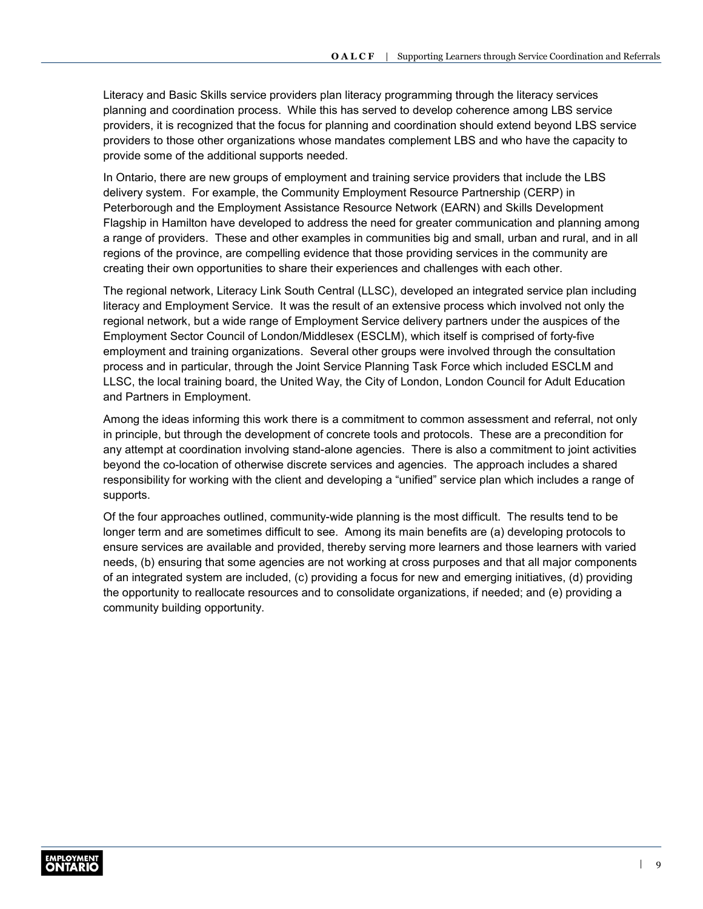Literacy and Basic Skills service providers plan literacy programming through the literacy services planning and coordination process. While this has served to develop coherence among LBS service providers, it is recognized that the focus for planning and coordination should extend beyond LBS service providers to those other organizations whose mandates complement LBS and who have the capacity to provide some of the additional supports needed.

In Ontario, there are new groups of employment and training service providers that include the LBS delivery system. For example, the Community Employment Resource Partnership (CERP) in Peterborough and the Employment Assistance Resource Network (EARN) and Skills Development Flagship in Hamilton have developed to address the need for greater communication and planning among a range of providers. These and other examples in communities big and small, urban and rural, and in all regions of the province, are compelling evidence that those providing services in the community are creating their own opportunities to share their experiences and challenges with each other.

The regional network, Literacy Link South Central (LLSC), developed an integrated service plan including literacy and Employment Service. It was the result of an extensive process which involved not only the regional network, but a wide range of Employment Service delivery partners under the auspices of the Employment Sector Council of London/Middlesex (ESCLM), which itself is comprised of forty-five employment and training organizations. Several other groups were involved through the consultation process and in particular, through the Joint Service Planning Task Force which included ESCLM and LLSC, the local training board, the United Way, the City of London, London Council for Adult Education and Partners in Employment.

Among the ideas informing this work there is a commitment to common assessment and referral, not only in principle, but through the development of concrete tools and protocols. These are a precondition for any attempt at coordination involving stand-alone agencies. There is also a commitment to joint activities beyond the co-location of otherwise discrete services and agencies. The approach includes a shared responsibility for working with the client and developing a "unified" service plan which includes a range of supports.

Of the four approaches outlined, community-wide planning is the most difficult. The results tend to be longer term and are sometimes difficult to see. Among its main benefits are (a) developing protocols to ensure services are available and provided, thereby serving more learners and those learners with varied needs, (b) ensuring that some agencies are not working at cross purposes and that all major components of an integrated system are included, (c) providing a focus for new and emerging initiatives, (d) providing the opportunity to reallocate resources and to consolidate organizations, if needed; and (e) providing a community building opportunity.